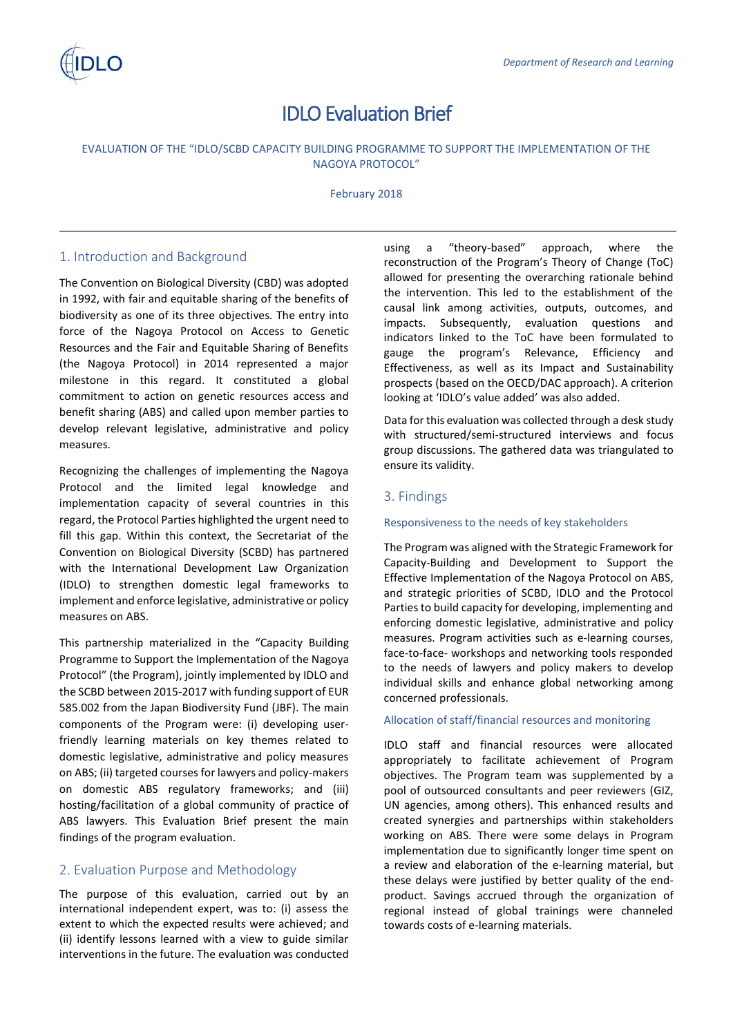Department of Research and Learning

# IDLO Evaluation Brief

EVALUATION OF THE "IDLO/SCBD CAPACITY BUILDING PROGRAMME TO SUPPORT THE IMPLEMENTATION OF THE NAGOYA PROTOCOL"

February 2018

## 1. Introduction and Background

The Convention on Biological Diversity (CBD) was adopted in 1992, with fair and equitable sharing of the benefits of biodiversity as one of its three objectives. The entry into force of the Nagoya Protocol on Access to Genetic Resources and the Fair and Equitable Sharing of Benefits (the Nagoya Protocol) in 2014 represented a major milestone in this regard. It constituted a global commitment to action on genetic resources access and benefit sharing (ABS) and called upon member parties to develop relevant legislative, administrative and policy measures.

Recognizing the challenges of implementing the Nagoya Protocol and the limited legal knowledge and implementation capacity of several countries in this regard, the Protocol Parties highlighted the urgent need to fill this gap. Within this context, the Secretariat of the Convention on Biological Diversity (SCBD) has partnered with the International Development Law Organization (IDLO) to strengthen domestic legal frameworks to implement and enforce legislative, administrative or policy measures on ABS.

This partnership materialized in the "Capacity Building Programme to Support the Implementation of the Nagoya Protocol" (the Program), jointly implemented by IDLO and the SCBD between 2015-2017 with funding support of EUR 585.002 from the Japan Biodiversity Fund (JBF). The main components of the Program were: (i) developing user-friendly learning materials on key themes related to domestic legislative, administrative and policy measures on ABS; (ii) targeted courses for lawyers and policy-makers on domestic ABS regulatory frameworks; and (iii) hosting/facilitation of a global community of practice of ABS lawyers. This Evaluation Brief present the main findings of the program evaluation.

## 2. Evaluation Purpose and Methodology

The purpose of this evaluation, carried out by an international independent expert, was to: (i) assess the extent to which the expected results were achieved; and (ii) identify lessons learned with a view to guide similar interventions in the future. The evaluation was conducted using a "theory-based" approach, where the reconstruction of the Program's Theory of Change (ToC) allowed for presenting the overarching rationale behind the intervention. This led to the establishment of the causal link among activities, outputs, outcomes, and impacts. Subsequently, evaluation questions and indicators linked to the ToC have been formulated to gauge the program's Relevance, Efficiency and Effectiveness, as well as its Impact and Sustainability prospects (based on the OECD/DAC approach). A criterion looking at 'IDLO's value added' was also added.

Data for this evaluation was collected through a desk study with structured/semi-structured interviews and focus group discussions. The gathered data was triangulated to ensure its validity.

## 3. Findings

### Responsiveness to the needs of key stakeholders

The Program was aligned with the Strategic Framework for Capacity-Building and Development to Support the Effective Implementation of the Nagoya Protocol on ABS, and strategic priorities of SCBD, IDLO and the Protocol Parties to build capacity for developing, implementing and enforcing domestic legislative, administrative and policy measures. Program activities such as e-learning courses, face-to-face- workshops and networking tools responded to the needs of lawyers and policy makers to develop individual skills and enhance global networking among concerned professionals.

### Allocation of staff/financial resources and monitoring

IDLO staff and financial resources were allocated appropriately to facilitate achievement of Program objectives. The Program team was supplemented by a pool of outsourced consultants and peer reviewers (GIZ, UN agencies, among others). This enhanced results and created synergies and partnerships within stakeholders working on ABS. There were some delays in Program implementation due to significantly longer time spent on a review and elaboration of the e-learning material, but these delays were justified by better quality of the end-product. Savings accrued through the organization of regional instead of global trainings were channeled towards costs of e-learning materials.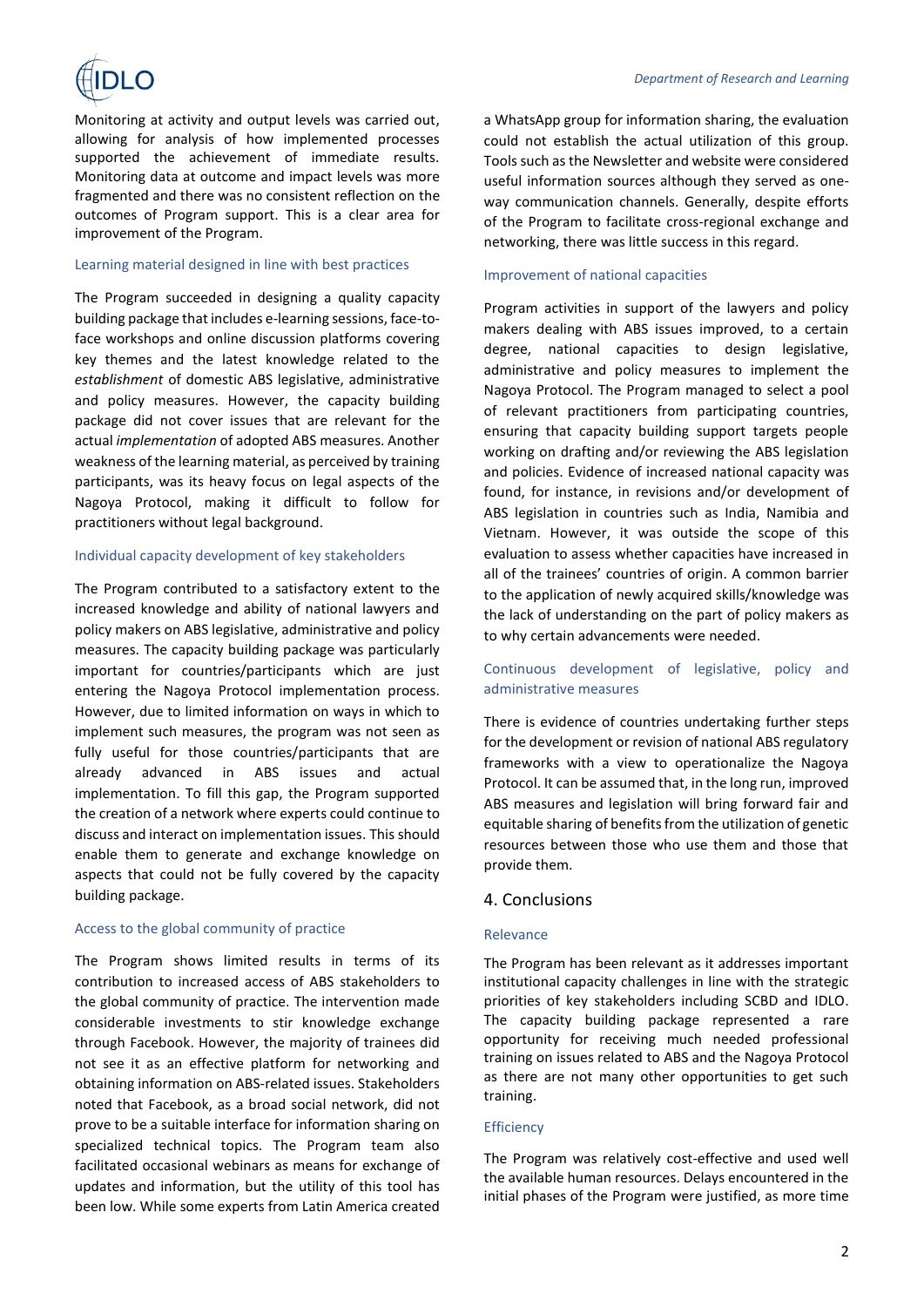Monitoring at activity and output levels was carried out, allowing for analysis of how implemented processes supported the achievement of immediate results. Monitoring data at outcome and impact levels was more fragmented and there was no consistent reflection on the outcomes of Program support. This is a clear area for improvement of the Program.

### Learning material designed in line with best practices

The Program succeeded in designing a quality capacity building package that includes e-learning sessions, face-to-face workshops and online discussion platforms covering key themes and the latest knowledge related to the *establishment* of domestic ABS legislative, administrative and policy measures. However, the capacity building package did not cover issues that are relevant for the actual *implementation* of adopted ABS measures. Another weakness of the learning material, as perceived by training participants, was its heavy focus on legal aspects of the Nagoya Protocol, making it difficult to follow for practitioners without legal background.

### Individual capacity development of key stakeholders

The Program contributed to a satisfactory extent to the increased knowledge and ability of national lawyers and policy makers on ABS legislative, administrative and policy measures. The capacity building package was particularly important for countries/participants which are just entering the Nagoya Protocol implementation process. However, due to limited information on ways in which to implement such measures, the program was not seen as fully useful for those countries/participants that are already advanced in ABS issues and actual implementation. To fill this gap, the Program supported the creation of a network where experts could continue to discuss and interact on implementation issues. This should enable them to generate and exchange knowledge on aspects that could not be fully covered by the capacity building package.

### Access to the global community of practice

The Program shows limited results in terms of its contribution to increased access of ABS stakeholders to the global community of practice. The intervention made considerable investments to stir knowledge exchange through Facebook. However, the majority of trainees did not see it as an effective platform for networking and obtaining information on ABS-related issues. Stakeholders noted that Facebook, as a broad social network, did not prove to be a suitable interface for information sharing on specialized technical topics. The Program team also facilitated occasional webinars as means for exchange of updates and information, but the utility of this tool has been low. While some experts from Latin America created a WhatsApp group for information sharing, the evaluation could not establish the actual utilization of this group. Tools such as the Newsletter and website were considered useful information sources although they served as one-way communication channels. Generally, despite efforts of the Program to facilitate cross-regional exchange and networking, there was little success in this regard.

### Improvement of national capacities

Program activities in support of the lawyers and policy makers dealing with ABS issues improved, to a certain degree, national capacities to design legislative, administrative and policy measures to implement the Nagoya Protocol. The Program managed to select a pool of relevant practitioners from participating countries, ensuring that capacity building support targets people working on drafting and/or reviewing the ABS legislation and policies. Evidence of increased national capacity was found, for instance, in revisions and/or development of ABS legislation in countries such as India, Namibia and Vietnam. However, it was outside the scope of this evaluation to assess whether capacities have increased in all of the trainees' countries of origin. A common barrier to the application of newly acquired skills/knowledge was the lack of understanding on the part of policy makers as to why certain advancements were needed.

### Continuous development of legislative, policy and administrative measures

There is evidence of countries undertaking further steps for the development or revision of national ABS regulatory frameworks with a view to operationalize the Nagoya Protocol. It can be assumed that, in the long run, improved ABS measures and legislation will bring forward fair and equitable sharing of benefits from the utilization of genetic resources between those who use them and those that provide them.

## 4. Conclusions

### Relevance

The Program has been relevant as it addresses important institutional capacity challenges in line with the strategic priorities of key stakeholders including SCBD and IDLO. The capacity building package represented a rare opportunity for receiving much needed professional training on issues related to ABS and the Nagoya Protocol as there are not many other opportunities to get such training.

### Efficiency

The Program was relatively cost-effective and used well the available human resources. Delays encountered in the initial phases of the Program were justified, as more time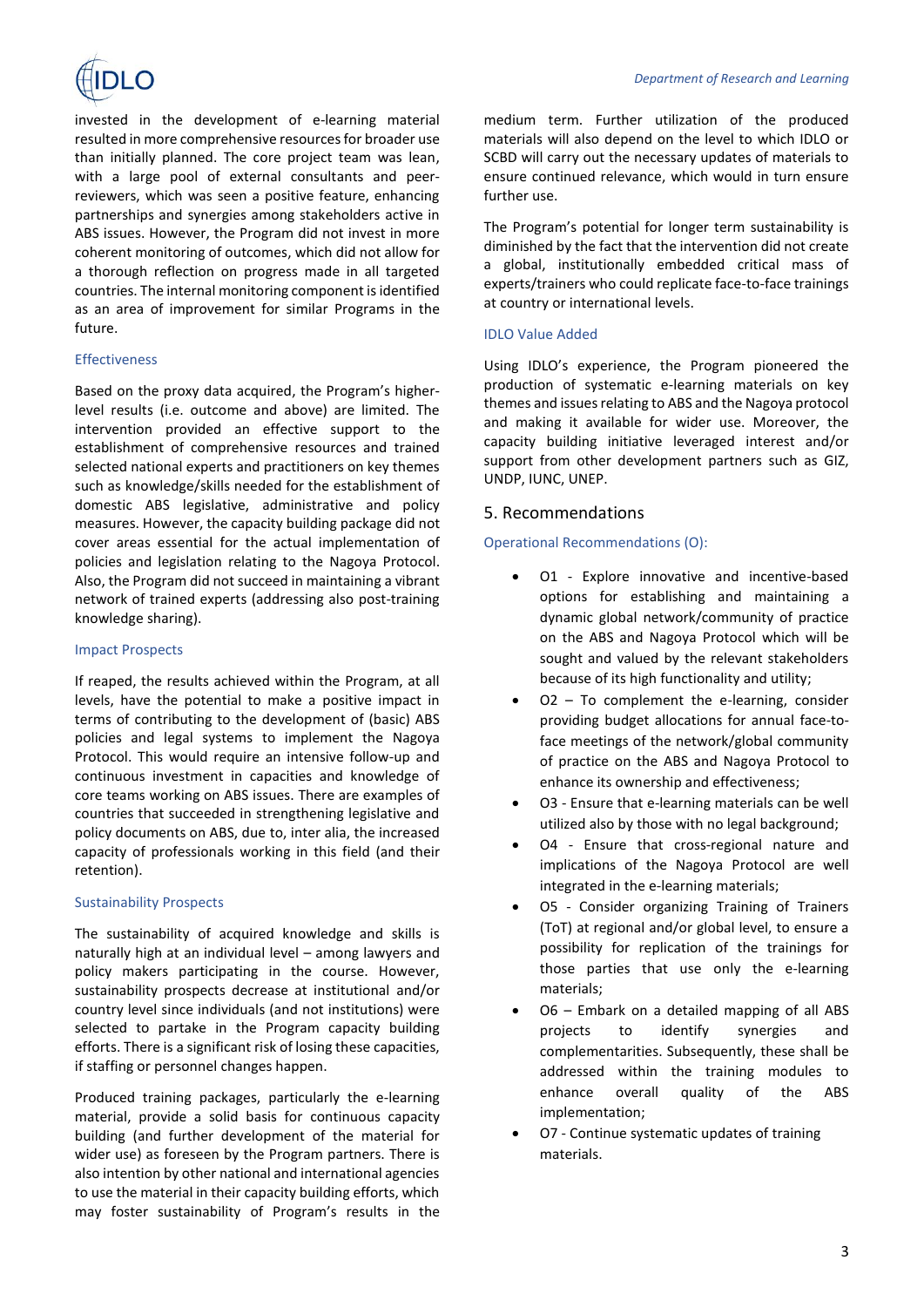invested in the development of e-learning material resulted in more comprehensive resources for broader use than initially planned. The core project team was lean, with a large pool of external consultants and peer-reviewers, which was seen a positive feature, enhancing partnerships and synergies among stakeholders active in ABS issues. However, the Program did not invest in more coherent monitoring of outcomes, which did not allow for a thorough reflection on progress made in all targeted countries. The internal monitoring component is identified as an area of improvement for similar Programs in the future.

### Effectiveness

Based on the proxy data acquired, the Program's higher-level results (i.e. outcome and above) are limited. The intervention provided an effective support to the establishment of comprehensive resources and trained selected national experts and practitioners on key themes such as knowledge/skills needed for the establishment of domestic ABS legislative, administrative and policy measures. However, the capacity building package did not cover areas essential for the actual implementation of policies and legislation relating to the Nagoya Protocol. Also, the Program did not succeed in maintaining a vibrant network of trained experts (addressing also post-training knowledge sharing).

### Impact Prospects

If reaped, the results achieved within the Program, at all levels, have the potential to make a positive impact in terms of contributing to the development of (basic) ABS policies and legal systems to implement the Nagoya Protocol. This would require an intensive follow-up and continuous investment in capacities and knowledge of core teams working on ABS issues. There are examples of countries that succeeded in strengthening legislative and policy documents on ABS, due to, inter alia, the increased capacity of professionals working in this field (and their retention).

### Sustainability Prospects

The sustainability of acquired knowledge and skills is naturally high at an individual level – among lawyers and policy makers participating in the course. However, sustainability prospects decrease at institutional and/or country level since individuals (and not institutions) were selected to partake in the Program capacity building efforts. There is a significant risk of losing these capacities, if staffing or personnel changes happen.

Produced training packages, particularly the e-learning material, provide a solid basis for continuous capacity building (and further development of the material for wider use) as foreseen by the Program partners. There is also intention by other national and international agencies to use the material in their capacity building efforts, which may foster sustainability of Program's results in the medium term. Further utilization of the produced materials will also depend on the level to which IDLO or SCBD will carry out the necessary updates of materials to ensure continued relevance, which would in turn ensure further use.

The Program's potential for longer term sustainability is diminished by the fact that the intervention did not create a global, institutionally embedded critical mass of experts/trainers who could replicate face-to-face trainings at country or international levels.

### IDLO Value Added

Using IDLO's experience, the Program pioneered the production of systematic e-learning materials on key themes and issues relating to ABS and the Nagoya protocol and making it available for wider use. Moreover, the capacity building initiative leveraged interest and/or support from other development partners such as GIZ, UNDP, IUNC, UNEP.

## 5. Recommendations

### Operational Recommendations (O):

- O1 - Explore innovative and incentive-based options for establishing and maintaining a dynamic global network/community of practice on the ABS and Nagoya Protocol which will be sought and valued by the relevant stakeholders because of its high functionality and utility;
- O2 – To complement the e-learning, consider providing budget allocations for annual face-to-face meetings of the network/global community of practice on the ABS and Nagoya Protocol to enhance its ownership and effectiveness;
- O3 - Ensure that e-learning materials can be well utilized also by those with no legal background;
- O4 - Ensure that cross-regional nature and implications of the Nagoya Protocol are well integrated in the e-learning materials;
- O5 - Consider organizing Training of Trainers (ToT) at regional and/or global level, to ensure a possibility for replication of the trainings for those parties that use only the e-learning materials;
- O6 – Embark on a detailed mapping of all ABS projects to identify synergies and complementarities. Subsequently, these shall be addressed within the training modules to enhance overall quality of the ABS implementation;
- O7 - Continue systematic updates of training materials.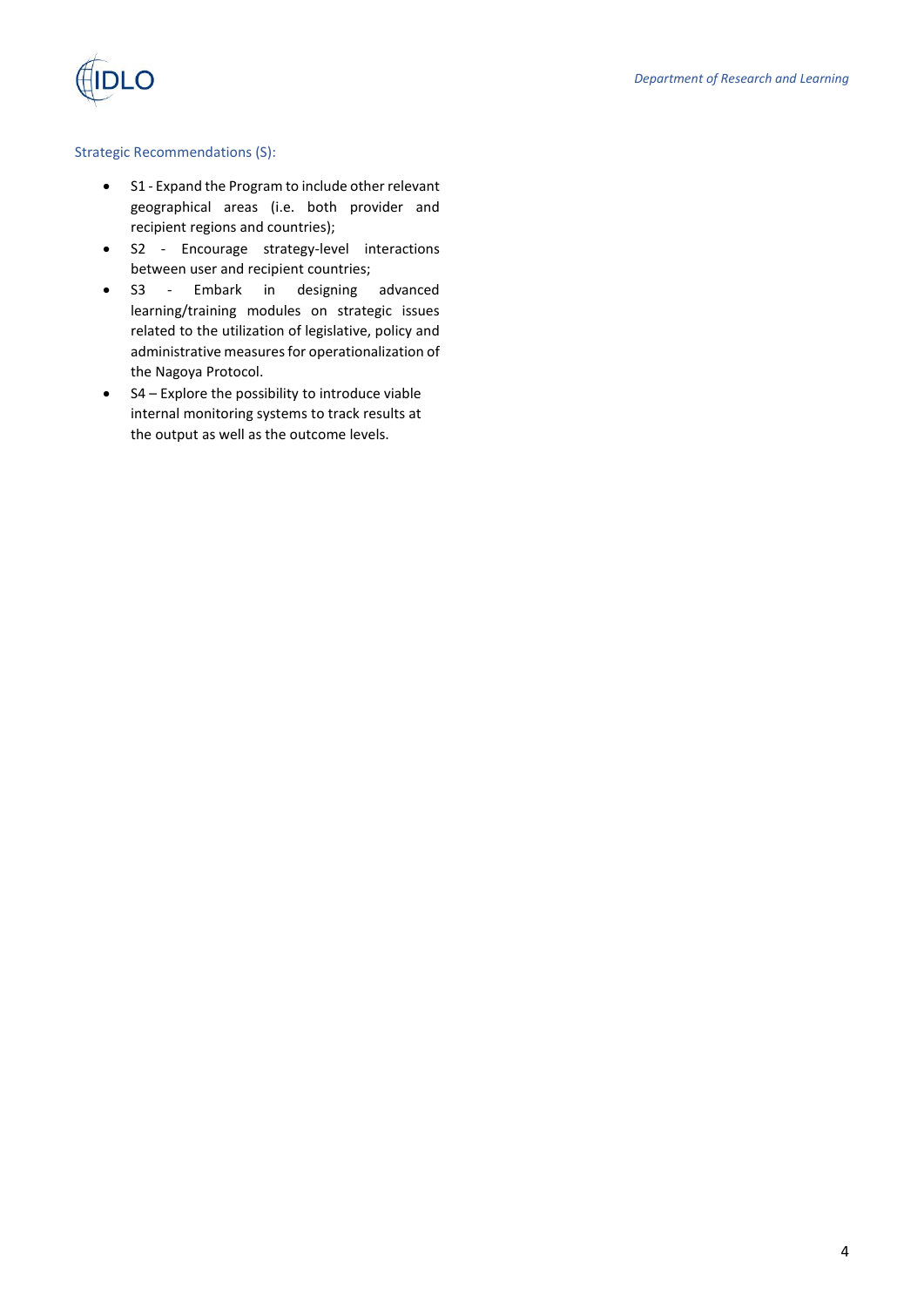### Strategic Recommendations (S):

- S1 - Expand the Program to include other relevant geographical areas (i.e. both provider and recipient regions and countries);
- S2 - Encourage strategy-level interactions between user and recipient countries;
- S3 - Embark in designing advanced learning/training modules on strategic issues related to the utilization of legislative, policy and administrative measures for operationalization of the Nagoya Protocol.
- S4 – Explore the possibility to introduce viable internal monitoring systems to track results at the output as well as the outcome levels.